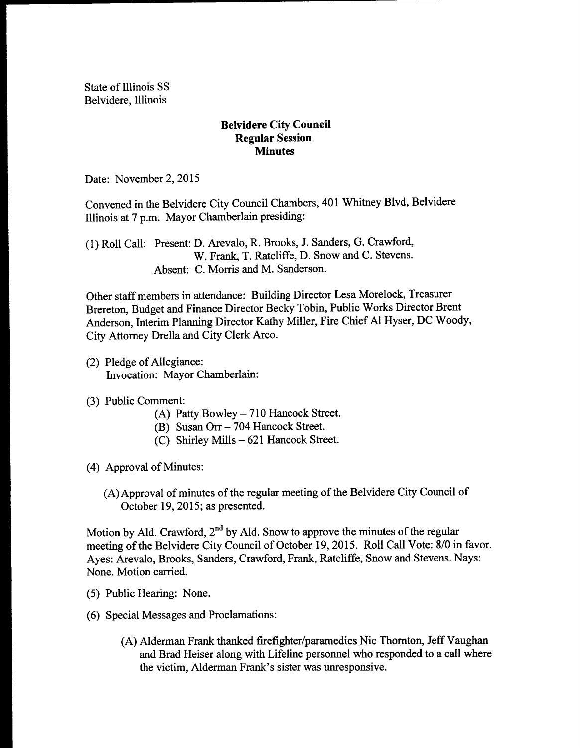State of Illinois SS
Belvidere, Illinois

**Belvidere City Council**
**Regular Session**
**Minutes**

Date: November 2, 2015

Convened in the Belvidere City Council Chambers, 401 Whitney Blvd, Belvidere Illinois at 7 p.m. Mayor Chamberlain presiding:

(1) Roll Call: Present: D. Arevalo, R. Brooks, J. Sanders, G. Crawford, W. Frank, T. Ratcliffe, D. Snow and C. Stevens.
Absent: C. Morris and M. Sanderson.

Other staff members in attendance: Building Director Lesa Morelock, Treasurer Brereton, Budget and Finance Director Becky Tobin, Public Works Director Brent Anderson, Interim Planning Director Kathy Miller, Fire Chief Al Hyser, DC Woody, City Attorney Drella and City Clerk Arco.

(2) Pledge of Allegiance:
Invocation: Mayor Chamberlain:

(3) Public Comment:
(A) Patty Bowley – 710 Hancock Street.
(B) Susan Orr – 704 Hancock Street.
(C) Shirley Mills – 621 Hancock Street.

(4) Approval of Minutes:

(A) Approval of minutes of the regular meeting of the Belvidere City Council of October 19, 2015; as presented.

Motion by Ald. Crawford, 2nd by Ald. Snow to approve the minutes of the regular meeting of the Belvidere City Council of October 19, 2015. Roll Call Vote: 8/0 in favor. Ayes: Arevalo, Brooks, Sanders, Crawford, Frank, Ratcliffe, Snow and Stevens. Nays: None. Motion carried.

(5) Public Hearing: None.

(6) Special Messages and Proclamations:

(A) Alderman Frank thanked firefighter/paramedics Nic Thornton, Jeff Vaughan and Brad Heiser along with Lifeline personnel who responded to a call where the victim, Alderman Frank's sister was unresponsive.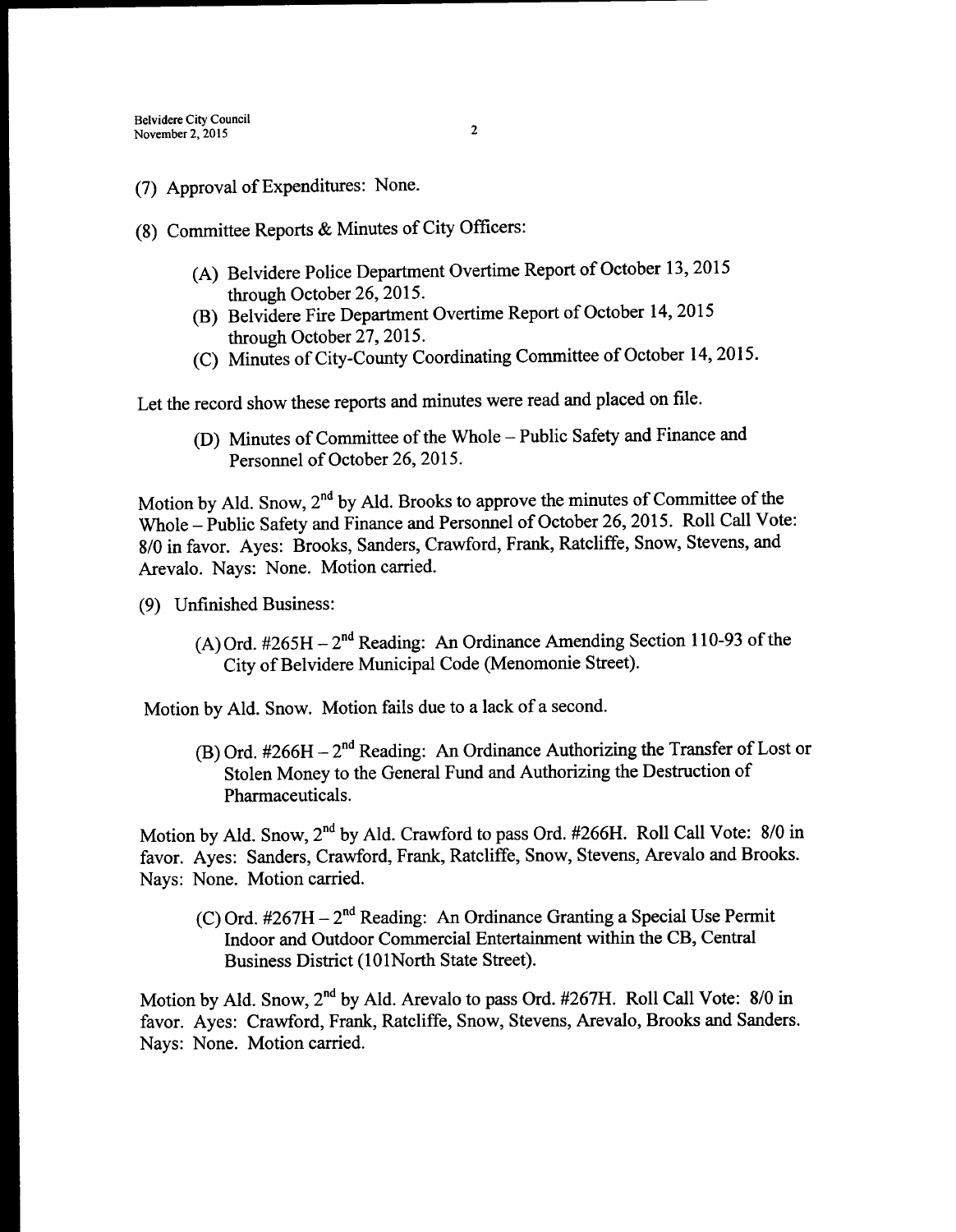(7) Approval of Expenditures: None.

(8) Committee Reports & Minutes of City Officers:

(A) Belvidere Police Department Overtime Report of October 13, 2015 through October 26, 2015.

(B) Belvidere Fire Department Overtime Report of October 14, 2015 through October 27, 2015.

(C) Minutes of City-County Coordinating Committee of October 14, 2015.

Let the record show these reports and minutes were read and placed on file.

(D) Minutes of Committee of the Whole – Public Safety and Finance and Personnel of October 26, 2015.

Motion by Ald. Snow, 2nd by Ald. Brooks to approve the minutes of Committee of the Whole – Public Safety and Finance and Personnel of October 26, 2015. Roll Call Vote: 8/0 in favor. Ayes: Brooks, Sanders, Crawford, Frank, Ratcliffe, Snow, Stevens, and Arevalo. Nays: None. Motion carried.

(9) Unfinished Business:

(A) Ord. #265H – 2nd Reading: An Ordinance Amending Section 110-93 of the City of Belvidere Municipal Code (Menomonie Street).

Motion by Ald. Snow. Motion fails due to a lack of a second.

(B) Ord. #266H – 2nd Reading: An Ordinance Authorizing the Transfer of Lost or Stolen Money to the General Fund and Authorizing the Destruction of Pharmaceuticals.

Motion by Ald. Snow, 2nd by Ald. Crawford to pass Ord. #266H. Roll Call Vote: 8/0 in favor. Ayes: Sanders, Crawford, Frank, Ratcliffe, Snow, Stevens, Arevalo and Brooks. Nays: None. Motion carried.

(C) Ord. #267H – 2nd Reading: An Ordinance Granting a Special Use Permit Indoor and Outdoor Commercial Entertainment within the CB, Central Business District (101North State Street).

Motion by Ald. Snow, 2nd by Ald. Arevalo to pass Ord. #267H. Roll Call Vote: 8/0 in favor. Ayes: Crawford, Frank, Ratcliffe, Snow, Stevens, Arevalo, Brooks and Sanders. Nays: None. Motion carried.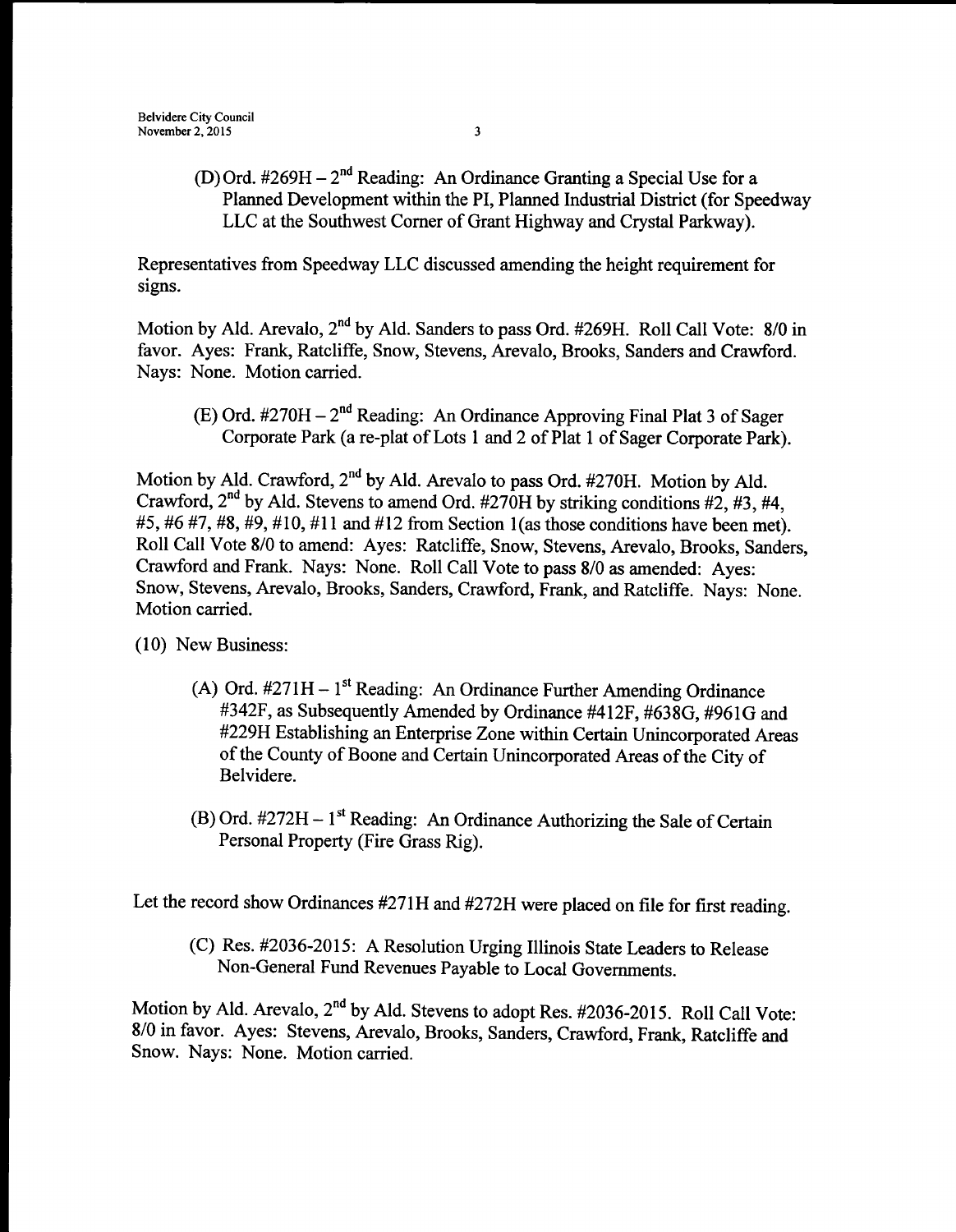(D) Ord. #269H – 2nd Reading: An Ordinance Granting a Special Use for a Planned Development within the PI, Planned Industrial District (for Speedway LLC at the Southwest Corner of Grant Highway and Crystal Parkway).

Representatives from Speedway LLC discussed amending the height requirement for signs.

Motion by Ald. Arevalo, 2nd by Ald. Sanders to pass Ord. #269H. Roll Call Vote: 8/0 in favor. Ayes: Frank, Ratcliffe, Snow, Stevens, Arevalo, Brooks, Sanders and Crawford. Nays: None. Motion carried.

(E) Ord. #270H – 2nd Reading: An Ordinance Approving Final Plat 3 of Sager Corporate Park (a re-plat of Lots 1 and 2 of Plat 1 of Sager Corporate Park).

Motion by Ald. Crawford, 2nd by Ald. Arevalo to pass Ord. #270H. Motion by Ald. Crawford, 2nd by Ald. Stevens to amend Ord. #270H by striking conditions #2, #3, #4, #5, #6 #7, #8, #9, #10, #11 and #12 from Section 1(as those conditions have been met). Roll Call Vote 8/0 to amend: Ayes: Ratcliffe, Snow, Stevens, Arevalo, Brooks, Sanders, Crawford and Frank. Nays: None. Roll Call Vote to pass 8/0 as amended: Ayes: Snow, Stevens, Arevalo, Brooks, Sanders, Crawford, Frank, and Ratcliffe. Nays: None. Motion carried.

(10) New Business:

(A) Ord. #271H – 1st Reading: An Ordinance Further Amending Ordinance #342F, as Subsequently Amended by Ordinance #412F, #638G, #961G and #229H Establishing an Enterprise Zone within Certain Unincorporated Areas of the County of Boone and Certain Unincorporated Areas of the City of Belvidere.

(B) Ord. #272H – 1st Reading: An Ordinance Authorizing the Sale of Certain Personal Property (Fire Grass Rig).

Let the record show Ordinances #271H and #272H were placed on file for first reading.

(C) Res. #2036-2015: A Resolution Urging Illinois State Leaders to Release Non-General Fund Revenues Payable to Local Governments.

Motion by Ald. Arevalo, 2nd by Ald. Stevens to adopt Res. #2036-2015. Roll Call Vote: 8/0 in favor. Ayes: Stevens, Arevalo, Brooks, Sanders, Crawford, Frank, Ratcliffe and Snow. Nays: None. Motion carried.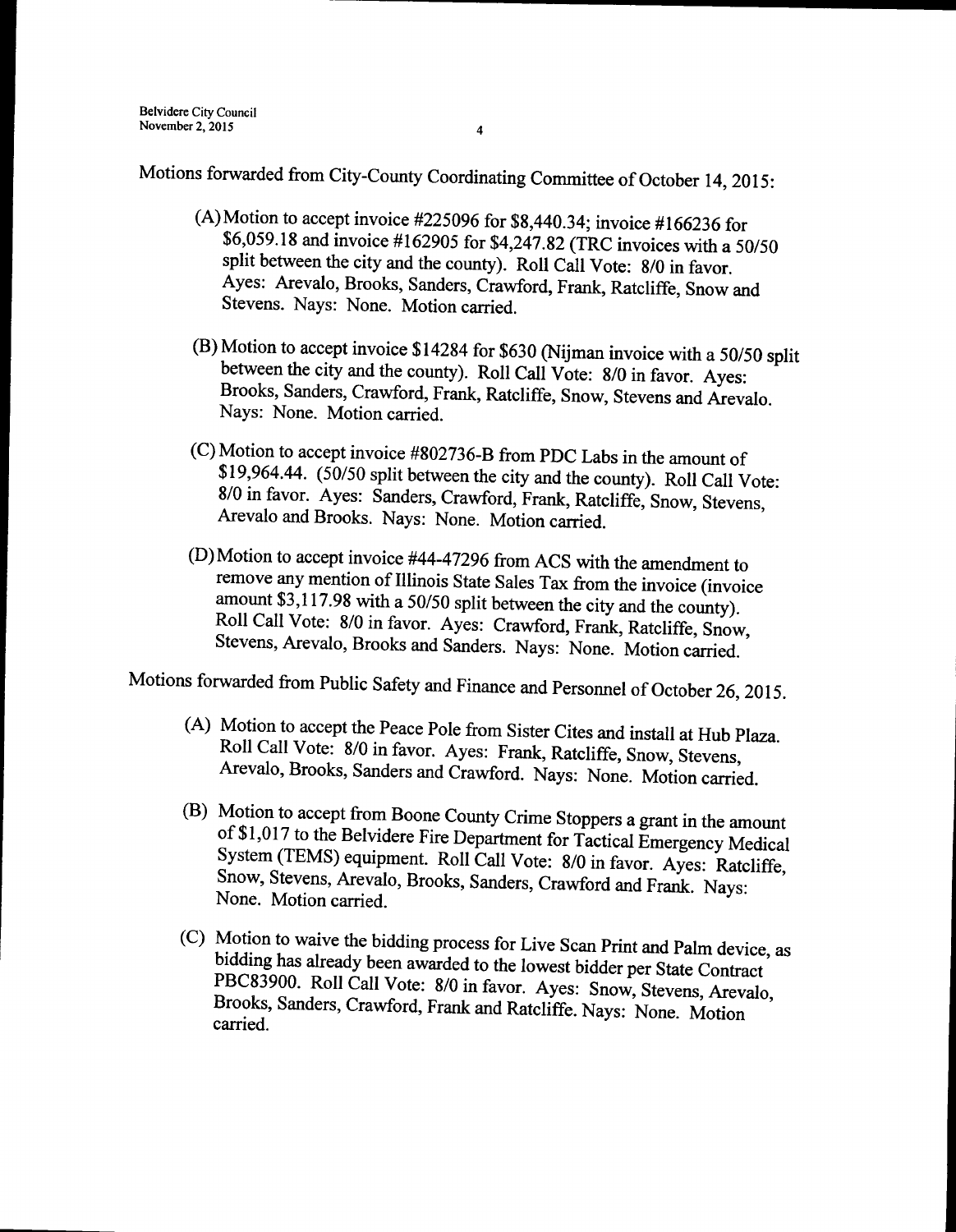Motions forwarded from City-County Coordinating Committee of October 14, 2015:

(A) Motion to accept invoice #225096 for $8,440.34; invoice #166236 for $6,059.18 and invoice #162905 for $4,247.82 (TRC invoices with a 50/50 split between the city and the county). Roll Call Vote: 8/0 in favor. Ayes: Arevalo, Brooks, Sanders, Crawford, Frank, Ratcliffe, Snow and Stevens. Nays: None. Motion carried.

(B) Motion to accept invoice $14284 for $630 (Nijman invoice with a 50/50 split between the city and the county). Roll Call Vote: 8/0 in favor. Ayes: Brooks, Sanders, Crawford, Frank, Ratcliffe, Snow, Stevens and Arevalo. Nays: None. Motion carried.

(C) Motion to accept invoice #802736-B from PDC Labs in the amount of $19,964.44. (50/50 split between the city and the county). Roll Call Vote: 8/0 in favor. Ayes: Sanders, Crawford, Frank, Ratcliffe, Snow, Stevens, Arevalo and Brooks. Nays: None. Motion carried.

(D) Motion to accept invoice #44-47296 from ACS with the amendment to remove any mention of Illinois State Sales Tax from the invoice (invoice amount $3,117.98 with a 50/50 split between the city and the county). Roll Call Vote: 8/0 in favor. Ayes: Crawford, Frank, Ratcliffe, Snow, Stevens, Arevalo, Brooks and Sanders. Nays: None. Motion carried.

Motions forwarded from Public Safety and Finance and Personnel of October 26, 2015.

(A) Motion to accept the Peace Pole from Sister Cites and install at Hub Plaza. Roll Call Vote: 8/0 in favor. Ayes: Frank, Ratcliffe, Snow, Stevens, Arevalo, Brooks, Sanders and Crawford. Nays: None. Motion carried.

(B) Motion to accept from Boone County Crime Stoppers a grant in the amount of $1,017 to the Belvidere Fire Department for Tactical Emergency Medical System (TEMS) equipment. Roll Call Vote: 8/0 in favor. Ayes: Ratcliffe, Snow, Stevens, Arevalo, Brooks, Sanders, Crawford and Frank. Nays: None. Motion carried.

(C) Motion to waive the bidding process for Live Scan Print and Palm device, as bidding has already been awarded to the lowest bidder per State Contract PBC83900. Roll Call Vote: 8/0 in favor. Ayes: Snow, Stevens, Arevalo, Brooks, Sanders, Crawford, Frank and Ratcliffe. Nays: None. Motion carried.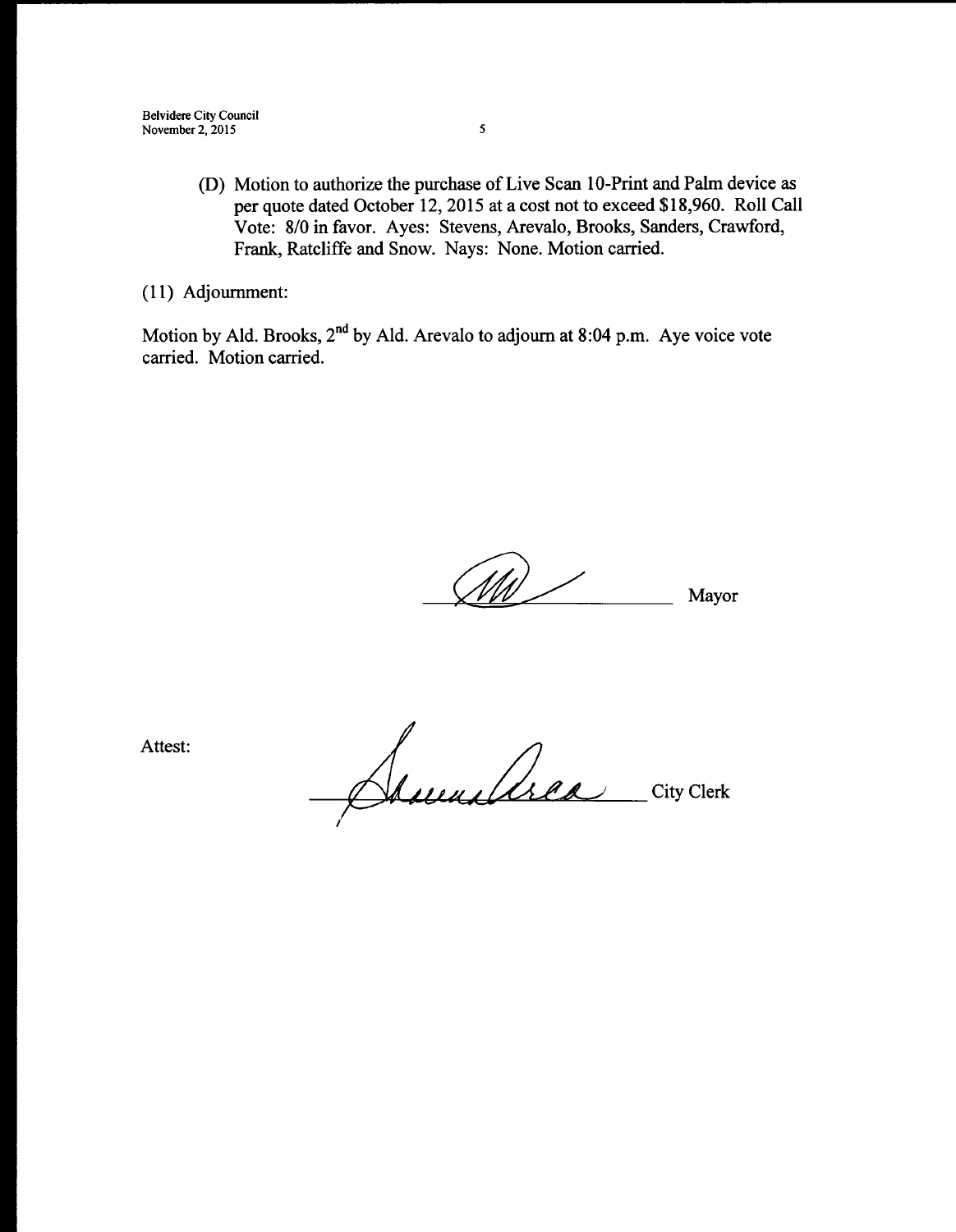(D) Motion to authorize the purchase of Live Scan 10-Print and Palm device as per quote dated October 12, 2015 at a cost not to exceed $18,960. Roll Call Vote: 8/0 in favor. Ayes: Stevens, Arevalo, Brooks, Sanders, Crawford, Frank, Ratcliffe and Snow. Nays: None. Motion carried.

(11) Adjournment:

Motion by Ald. Brooks, 2nd by Ald. Arevalo to adjourn at 8:04 p.m. Aye voice vote carried. Motion carried.

\_\_\_\_\_\_\_\_\_\_\_\_\_\_\_\_\_\_\_\_\_\_ Mayor

Attest:

\_\_\_\_\_\_\_\_\_\_\_\_\_\_\_\_\_\_\_\_\_\_ City Clerk